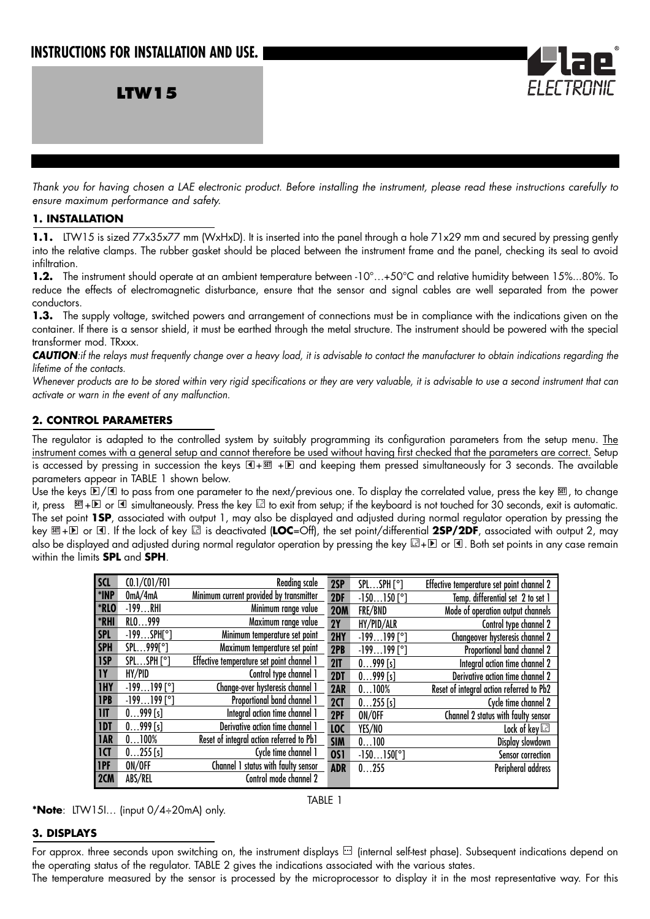# INSTRUCTIONS FOR INSTALLATION AND USE.

## LTW15

*Thank you for having chosen a LAE electronic product. Before installing the instrument, please read these instructions carefully to ensure maximum performance and safety.*

### 1. INSTALLATION

**1.1.** LTW15 is sized 77x35x77 mm (WxHxD). It is inserted into the panel through a hole 71x29 mm and secured by pressing gently into the relative clamps. The rubber gasket should be placed between the instrument frame and the panel, checking its seal to avoid infiltration.

**1.2.** The instrument should operate at an ambient temperature between -10°…+50°C and relative humidity between 15%...80%. To reduce the effects of electromagnetic disturbance, ensure that the sensor and signal cables are well separated from the power conductors.

**1.3.** The supply voltage, switched powers and arrangement of connections must be in compliance with the indications given on the container. If there is a sensor shield, it must be earthed through the metal structure. The instrument should be powered with the special transformer mod. TRxxx.

***CAUTION****:if the relays must frequently change over a heavy load, it is advisable to contact the manufacturer to obtain indications regarding the lifetime of the contacts.*

*Whenever products are to be stored within very rigid specifications or they are very valuable, it is advisable to use a second instrument that can activate or warn in the event of any malfunction.*

### 2. CONTROL PARAMETERS

The regulator is adapted to the controlled system by suitably programming its configuration parameters from the setup menu. The instrument comes with a general setup and cannot therefore be used without having first checked that the parameters are correct. Setup is accessed by pressing in succession the keys ◄+SET +► and keeping them pressed simultaneously for 3 seconds. The available parameters appear in TABLE 1 shown below.

Use the keys ►/◄ to pass from one parameter to the next/previous one. To display the correlated value, press the key SET, to change it, press SET+► or ◄ simultaneously. Press the key ⊡ to exit from setup; if the keyboard is not touched for 30 seconds, exit is automatic. The set point **1SP**, associated with output 1, may also be displayed and adjusted during normal regulator operation by pressing the key SET+► or ◄. If the lock of key ⊡ is deactivated (**LOC**=Off), the set point/differential **2SP/2DF**, associated with output 2, may also be displayed and adjusted during normal regulator operation by pressing the key ⊡+► or ◄. Both set points in any case remain within the limits **SPL** and **SPH**.

| | | | | | |
|---|---|---|---|---|---|
| **SCL** | C0.1/C01/F01 | Reading scale | **2SP** | SPL…SPH [°] | Effective temperature set point channel 2 |
| ***INP** | 0mA/4mA | Minimum current provided by transmitter | **2DF** | -150…150 [°] | Temp. differential set 2 to set 1 |
| ***RLO** | -199…RHI | Minimum range value | **2OM** | FRE/BND | Mode of operation output channels |
| ***RHI** | RLO…999 | Maximum range value | **2Y** | HY/PID/ALR | Control type channel 2 |
| **SPL** | -199…SPH[°] | Minimum temperature set point | **2HY** | -199…199 [°] | Changeover hysteresis channel 2 |
| **SPH** | SPL…999[°] | Maximum temperature set point | **2PB** | -199…199 [°] | Proportional band channel 2 |
| **1SP** | SPL…SPH [°] | Effective temperature set point channel 1 | **2IT** | 0…999 [s] | Integral action time channel 2 |
| **1Y** | HY/PID | Control type channel 1 | **2DT** | 0…999 [s] | Derivative action time channel 2 |
| **1HY** | -199…199 [°] | Change-over hysteresis channel 1 | **2AR** | 0…100% | Reset of integral action referred to Pb2 |
| **1PB** | -199…199 [°] | Proportional band channel 1 | **2CT** | 0…255 [s] | Cycle time channel 2 |
| **1IT** | 0…999 [s] | Integral action time channel 1 | **2PF** | ON/OFF | Channel 2 status with faulty sensor |
| **1DT** | 0…999 [s] | Derivative action time channel 1 | **LOC** | YES/NO | Lock of key ⊡ |
| **1AR** | 0…100% | Reset of integral action referred to Pb1 | **SIM** | 0…100 | Display slowdown |
| **1CT** | 0…255 [s] | Cycle time channel 1 | **OS1** | -150…150[°] | Sensor correction |
| **1PF** | ON/OFF | Channel 1 status with faulty sensor | **ADR** | 0…255 | Peripheral address |
| **2CM** | ABS/REL | Control mode channel 2 | | | |

TABLE 1

***Note**: LTW15I… (input 0/4÷20mA) only.

### 3. DISPLAYS

For approx. three seconds upon switching on, the instrument displays ⊡ (internal self-test phase). Subsequent indications depend on the operating status of the regulator. TABLE 2 gives the indications associated with the various states.

The temperature measured by the sensor is processed by the microprocessor to display it in the most representative way. For this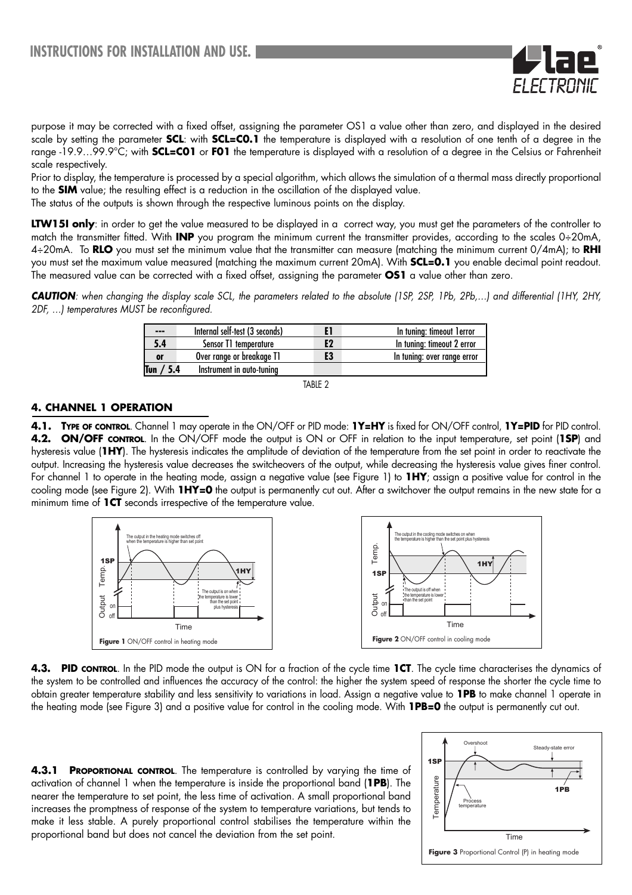purpose it may be corrected with a fixed offset, assigning the parameter OS1 a value other than zero, and displayed in the desired scale by setting the parameter **SCL**: with **SCL=C0.1** the temperature is displayed with a resolution of one tenth of a degree in the range -19.9…99.9°C; with **SCL=C01** or **F01** the temperature is displayed with a resolution of a degree in the Celsius or Fahrenheit scale respectively.
Prior to display, the temperature is processed by a special algorithm, which allows the simulation of a thermal mass directly proportional to the **SIM** value; the resulting effect is a reduction in the oscillation of the displayed value.
The status of the outputs is shown through the respective luminous points on the display.

**LTW15I only**: in order to get the value measured to be displayed in a correct way, you must get the parameters of the controller to match the transmitter fitted. With **INP** you program the minimum current the transmitter provides, according to the scales 0÷20mA, 4÷20mA. To **RLO** you must set the minimum value that the transmitter can measure (matching the minimum current 0/4mA); to **RHI** you must set the maximum value measured (matching the maximum current 20mA). With **SCL=0.1** you enable decimal point readout. The measured value can be corrected with a fixed offset, assigning the parameter **OS1** a value other than zero.

***CAUTION****: when changing the display scale SCL, the parameters related to the absolute (1SP, 2SP, 1Pb, 2Pb,…) and differential (1HY, 2HY, 2DF, …) temperatures MUST be reconfigured.*

| --- | Internal self-test (3 seconds) | E1 | In tuning: timeout 1error |
|---|---|---|---|
| 5.4 | Sensor T1 temperature | E2 | In tuning: timeout 2 error |
| or | Over range or breakage T1 | E3 | In tuning: over range error |
| Tun / 5.4 | Instrument in auto-tuning | | |

TABLE 2

## 4. CHANNEL 1 OPERATION

**4.1. TYPE OF CONTROL**. Channel 1 may operate in the ON/OFF or PID mode: **1Y=HY** is fixed for ON/OFF control, **1Y=PID** for PID control.
**4.2. ON/OFF CONTROL**. In the ON/OFF mode the output is ON or OFF in relation to the input temperature, set point (**1SP**) and hysteresis value (**1HY**). The hysteresis indicates the amplitude of deviation of the temperature from the set point in order to reactivate the output. Increasing the hysteresis value decreases the switcheovers of the output, while decreasing the hysteresis value gives finer control. For channel 1 to operate in the heating mode, assign a negative value (see Figure 1) to **1HY**; assign a positive value for control in the cooling mode (see Figure 2). With **1HY=0** the output is permanently cut out. After a switchover the output remains in the new state for a minimum time of **1CT** seconds irrespective of the temperature value.

**Figure 1** ON/OFF control in heating mode

**Figure 2** ON/OFF control in cooling mode

**4.3. PID CONTROL**. In the PID mode the output is ON for a fraction of the cycle time **1CT**. The cycle time characterises the dynamics of the system to be controlled and influences the accuracy of the control: the higher the system speed of response the shorter the cycle time to obtain greater temperature stability and less sensitivity to variations in load. Assign a negative value to **1PB** to make channel 1 operate in the heating mode (see Figure 3) and a positive value for control in the cooling mode. With **1PB=0** the output is permanently cut out.

**4.3.1 PROPORTIONAL CONTROL**. The temperature is controlled by varying the time of activation of channel 1 when the temperature is inside the proportional band (**1PB**). The nearer the temperature to set point, the less time of activation. A small proportional band increases the promptness of response of the system to temperature variations, but tends to make it less stable. A purely proportional control stabilises the temperature within the proportional band but does not cancel the deviation from the set point.

**Figure 3** Proportional Control (P) in heating mode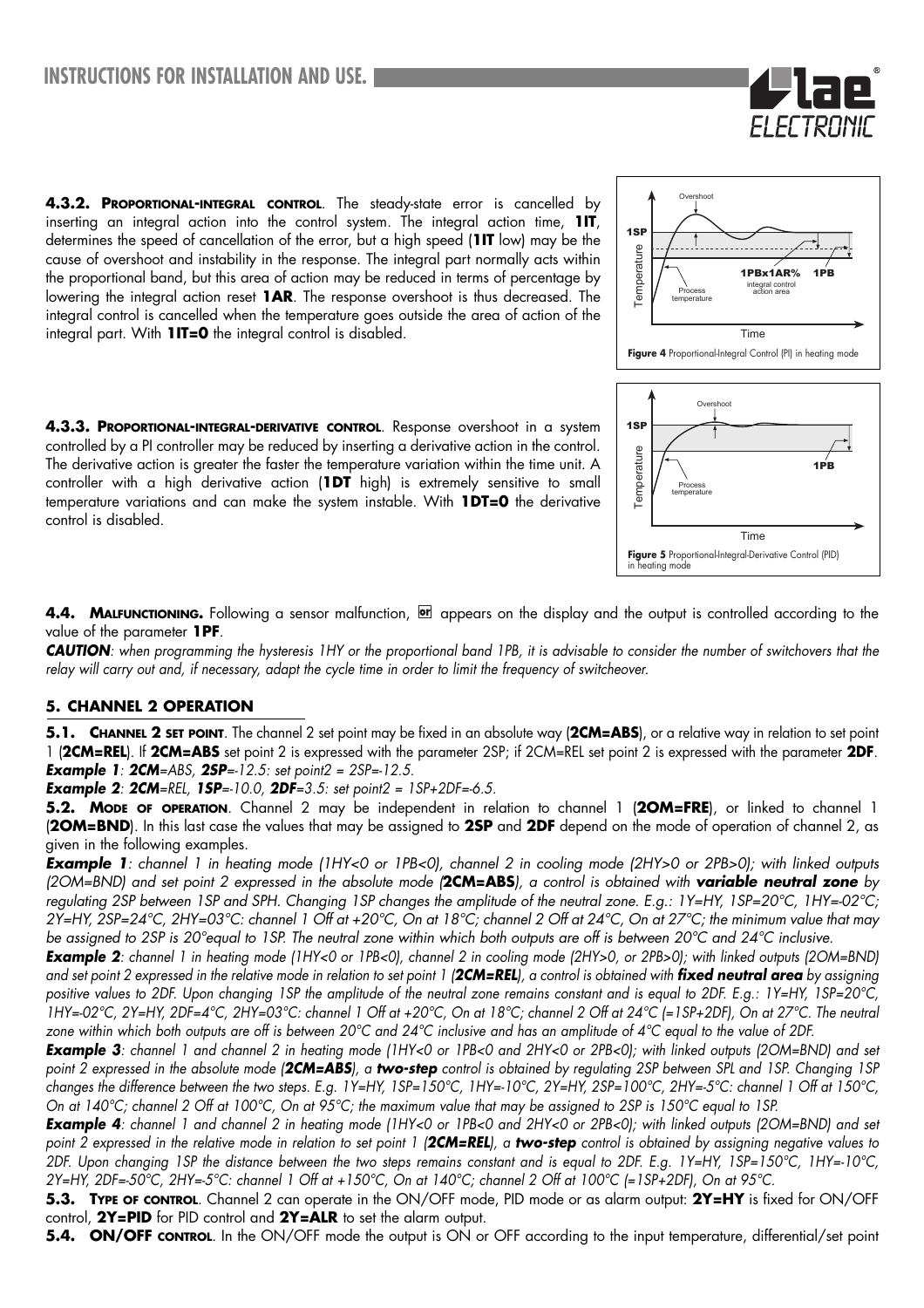**4.3.2. Proportional-integral control**. The steady-state error is cancelled by inserting an integral action into the control system. The integral action time, **1IT**, determines the speed of cancellation of the error, but a high speed (**1IT** low) may be the cause of overshoot and instability in the response. The integral part normally acts within the proportional band, but this area of action may be reduced in terms of percentage by lowering the integral action reset **1AR**. The response overshoot is thus decreased. The integral control is cancelled when the temperature goes outside the area of action of the integral part. With **1IT=0** the integral control is disabled.

**Figure 4** Proportional-Integral Control (PI) in heating mode

**4.3.3. Proportional-integral-derivative control**. Response overshoot in a system controlled by a PI controller may be reduced by inserting a derivative action in the control. The derivative action is greater the faster the temperature variation within the time unit. A controller with a high derivative action (**1DT** high) is extremely sensitive to small temperature variations and can make the system instable. With **1DT=0** the derivative control is disabled.

**Figure 5** Proportional-Integral-Derivative Control (PID) in heating mode

**4.4. Malfunctioning.** Following a sensor malfunction, or appears on the display and the output is controlled according to the value of the parameter **1PF**.

***CAUTION****: when programming the hysteresis 1HY or the proportional band 1PB, it is advisable to consider the number of switchovers that the relay will carry out and, if necessary, adapt the cycle time in order to limit the frequency of switcheover.*

## 5. CHANNEL 2 OPERATION

**5.1. Channel 2 set point**. The channel 2 set point may be fixed in an absolute way (**2CM=ABS**), or a relative way in relation to set point 1 (**2CM=REL**). If **2CM=ABS** set point 2 is expressed with the parameter 2SP; if 2CM=REL set point 2 is expressed with the parameter **2DF**.
***Example 1****: **2CM**=ABS, **2SP**=-12.5: set point2 = 2SP=-12.5.*
***Example 2****: **2CM**=REL, **1SP**=-10.0, **2DF**=3.5: set point2 = 1SP+2DF=-6.5.*

**5.2. Mode of operation**. Channel 2 may be independent in relation to channel 1 (**2OM=FRE**), or linked to channel 1 (**2OM=BND**). In this last case the values that may be assigned to **2SP** and **2DF** depend on the mode of operation of channel 2, as given in the following examples.

***Example 1****: channel 1 in heating mode (1HY<0 or 1PB<0), channel 2 in cooling mode (2HY>0 or 2PB>0); with linked outputs (2OM=BND) and set point 2 expressed in the absolute mode (**2CM=ABS**), a control is obtained with **variable neutral zone** by regulating 2SP between 1SP and SPH. Changing 1SP changes the amplitude of the neutral zone. E.g.: 1Y=HY, 1SP=20°C, 1HY=-02°C; 2Y=HY, 2SP=24°C, 2HY=03°C: channel 1 Off at +20°C, On at 18°C; channel 2 Off at 24°C, On at 27°C; the minimum value that may be assigned to 2SP is 20°equal to 1SP. The neutral zone within which both outputs are off is between 20°C and 24°C inclusive.*

***Example 2****: channel 1 in heating mode (1HY<0 or 1PB<0), channel 2 in cooling mode (2HY>0, or 2PB>0); with linked outputs (2OM=BND) and set point 2 expressed in the relative mode in relation to set point 1 (**2CM=REL**), a control is obtained with **fixed neutral area** by assigning positive values to 2DF. Upon changing 1SP the amplitude of the neutral zone remains constant and is equal to 2DF. E.g.: 1Y=HY, 1SP=20°C, 1HY=-02°C, 2Y=HY, 2DF=4°C, 2HY=03°C: channel 1 Off at +20°C, On at 18°C; channel 2 Off at 24°C (=1SP+2DF), On at 27°C. The neutral zone within which both outputs are off is between 20°C and 24°C inclusive and has an amplitude of 4°C equal to the value of 2DF.*

***Example 3****: channel 1 and channel 2 in heating mode (1HY<0 or 1PB<0 and 2HY<0 or 2PB<0); with linked outputs (2OM=BND) and set point 2 expressed in the absolute mode (**2CM=ABS**), a **two-step** control is obtained by regulating 2SP between SPL and 1SP. Changing 1SP changes the difference between the two steps. E.g. 1Y=HY, 1SP=150°C, 1HY=-10°C, 2Y=HY, 2SP=100°C, 2HY=-5°C: channel 1 Off at 150°C, On at 140°C; channel 2 Off at 100°C, On at 95°C; the maximum value that may be assigned to 2SP is 150°C equal to 1SP.*

***Example 4****: channel 1 and channel 2 in heating mode (1HY<0 or 1PB<0 and 2HY<0 or 2PB<0); with linked outputs (2OM=BND) and set point 2 expressed in the relative mode in relation to set point 1 (**2CM=REL**), a **two-step** control is obtained by assigning negative values to 2DF. Upon changing 1SP the distance between the two steps remains constant and is equal to 2DF. E.g. 1Y=HY, 1SP=150°C, 1HY=-10°C, 2Y=HY, 2DF=-50°C, 2HY=-5°C: channel 1 Off at +150°C, On at 140°C; channel 2 Off at 100°C (=1SP+2DF), On at 95°C.*

**5.3. Type of control**. Channel 2 can operate in the ON/OFF mode, PID mode or as alarm output: **2Y=HY** is fixed for ON/OFF control, **2Y=PID** for PID control and **2Y=ALR** to set the alarm output.

**5.4. ON/OFF control**. In the ON/OFF mode the output is ON or OFF according to the input temperature, differential/set point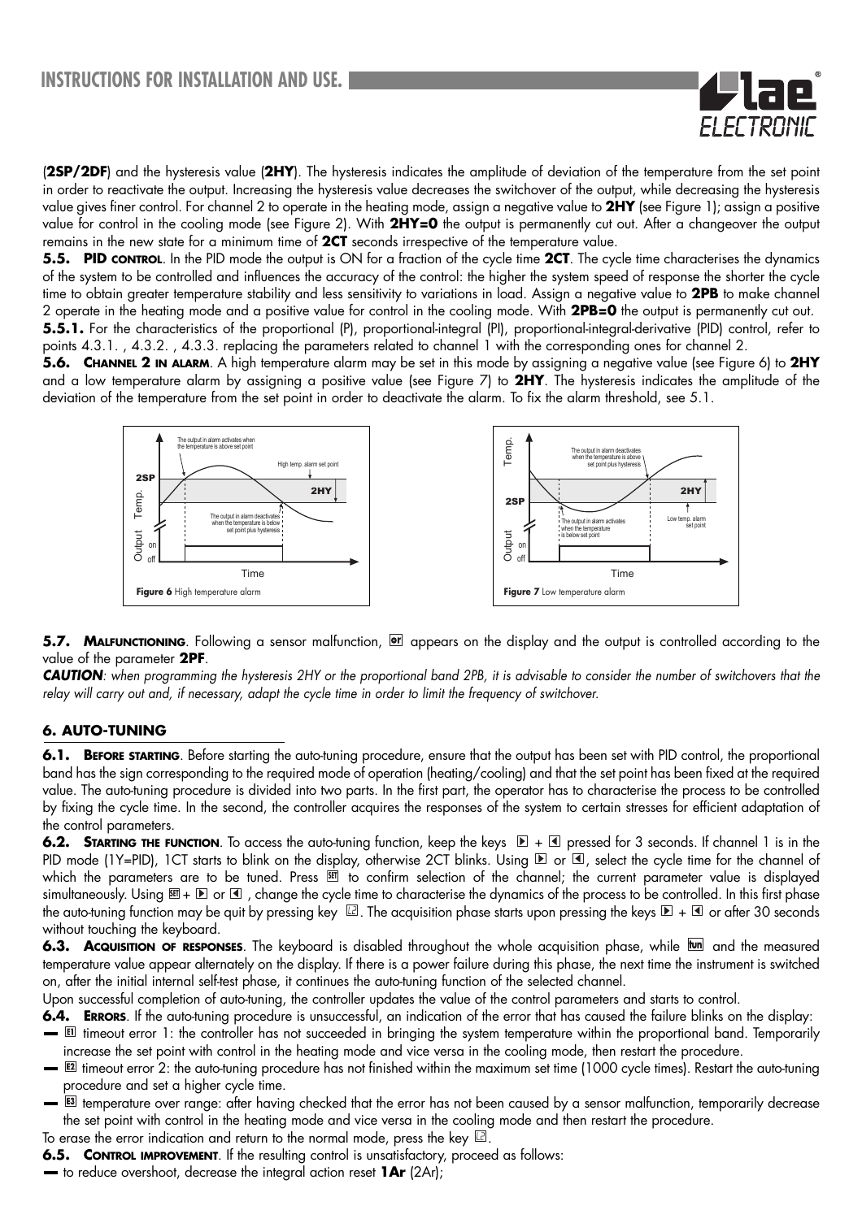(**2SP/2DF**) and the hysteresis value (**2HY**). The hysteresis indicates the amplitude of deviation of the temperature from the set point in order to reactivate the output. Increasing the hysteresis value decreases the switchover of the output, while decreasing the hysteresis value gives finer control. For channel 2 to operate in the heating mode, assign a negative value to **2HY** (see Figure 1); assign a positive value for control in the cooling mode (see Figure 2). With **2HY=0** the output is permanently cut out. After a changeover the output remains in the new state for a minimum time of **2CT** seconds irrespective of the temperature value.

**5.5. PID CONTROL**. In the PID mode the output is ON for a fraction of the cycle time **2CT**. The cycle time characterises the dynamics of the system to be controlled and influences the accuracy of the control: the higher the system speed of response the shorter the cycle time to obtain greater temperature stability and less sensitivity to variations in load. Assign a negative value to **2PB** to make channel 2 operate in the heating mode and a positive value for control in the cooling mode. With **2PB=0** the output is permanently cut out.

**5.5.1.** For the characteristics of the proportional (P), proportional-integral (PI), proportional-integral-derivative (PID) control, refer to points 4.3.1. , 4.3.2. , 4.3.3. replacing the parameters related to channel 1 with the corresponding ones for channel 2.

**5.6. CHANNEL 2 IN ALARM**. A high temperature alarm may be set in this mode by assigning a negative value (see Figure 6) to **2HY** and a low temperature alarm by assigning a positive value (see Figure 7) to **2HY**. The hysteresis indicates the amplitude of the deviation of the temperature from the set point in order to deactivate the alarm. To fix the alarm threshold, see 5.1.

**Figure 6** High temperature alarm

**Figure 7** Low temperature alarm

**5.7. MALFUNCTIONING**. Following a sensor malfunction, OF appears on the display and the output is controlled according to the value of the parameter **2PF**.

***CAUTION***: *when programming the hysteresis 2HY or the proportional band 2PB, it is advisable to consider the number of switchovers that the relay will carry out and, if necessary, adapt the cycle time in order to limit the frequency of switchover.*

## 6. AUTO-TUNING

**6.1. BEFORE STARTING**. Before starting the auto-tuning procedure, ensure that the output has been set with PID control, the proportional band has the sign corresponding to the required mode of operation (heating/cooling) and that the set point has been fixed at the required value. The auto-tuning procedure is divided into two parts. In the first part, the operator has to characterise the process to be controlled by fixing the cycle time. In the second, the controller acquires the responses of the system to certain stresses for efficient adaptation of the control parameters.

**6.2. STARTING THE FUNCTION**. To access the auto-tuning function, keep the keys ▶ + ◀ pressed for 3 seconds. If channel 1 is in the PID mode (1Y=PID), 1CT starts to blink on the display, otherwise 2CT blinks. Using ▶ or ◀, select the cycle time for the channel of which the parameters are to be tuned. Press SET to confirm selection of the channel; the current parameter value is displayed simultaneously. Using SET + ▶ or ◀ , change the cycle time to characterise the dynamics of the process to be controlled. In this first phase the auto-tuning function may be quit by pressing key ⊡. The acquisition phase starts upon pressing the keys ▶ + ◀ or after 30 seconds without touching the keyboard.

**6.3. ACQUISITION OF RESPONSES**. The keyboard is disabled throughout the whole acquisition phase, while fun and the measured temperature value appear alternately on the display. If there is a power failure during this phase, the next time the instrument is switched on, after the initial internal self-test phase, it continues the auto-tuning function of the selected channel.

Upon successful completion of auto-tuning, the controller updates the value of the control parameters and starts to control.

**6.4. ERRORS**. If the auto-tuning procedure is unsuccessful, an indication of the error that has caused the failure blinks on the display:

- E1 timeout error 1: the controller has not succeeded in bringing the system temperature within the proportional band. Temporarily increase the set point with control in the heating mode and vice versa in the cooling mode, then restart the procedure.
- E2 timeout error 2: the auto-tuning procedure has not finished within the maximum set time (1000 cycle times). Restart the auto-tuning procedure and set a higher cycle time.
- E3 temperature over range: after having checked that the error has not been caused by a sensor malfunction, temporarily decrease the set point with control in the heating mode and vice versa in the cooling mode and then restart the procedure.

To erase the error indication and return to the normal mode, press the key ⊡.

**6.5. CONTROL IMPROVEMENT**. If the resulting control is unsatisfactory, proceed as follows:

- to reduce overshoot, decrease the integral action reset **1Ar** (2Ar);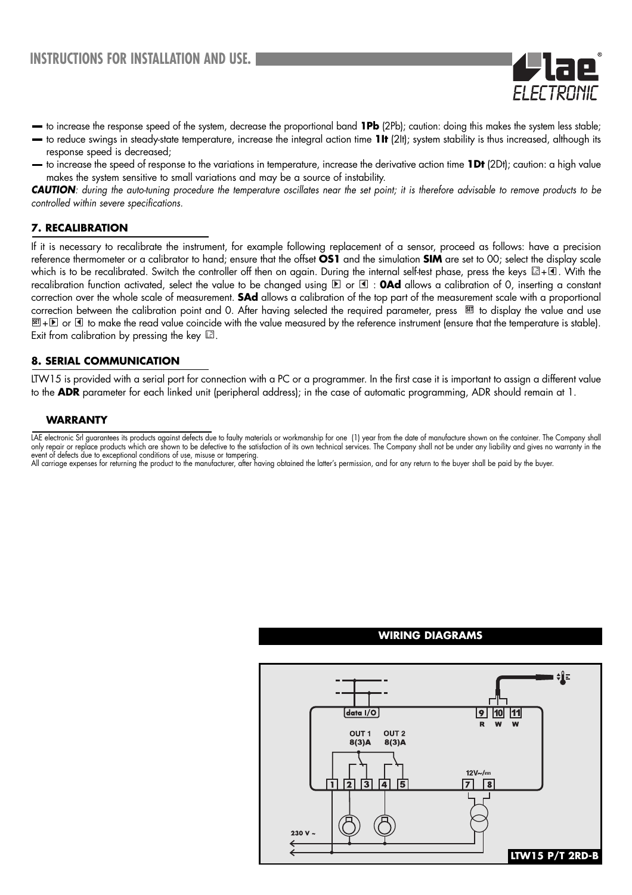- to increase the response speed of the system, decrease the proportional band **1Pb** (2Pb); caution: doing this makes the system less stable;
- to reduce swings in steady-state temperature, increase the integral action time **1It** (2It); system stability is thus increased, although its response speed is decreased;
- to increase the speed of response to the variations in temperature, increase the derivative action time **1Dt** (2Dt); caution: a high value makes the system sensitive to small variations and may be a source of instability.

***CAUTION****: during the auto-tuning procedure the temperature oscillates near the set point; it is therefore advisable to remove products to be controlled within severe specifications.*

## 7. RECALIBRATION

If it is necessary to recalibrate the instrument, for example following replacement of a sensor, proceed as follows: have a precision reference thermometer or a calibrator to hand; ensure that the offset **OS1** and the simulation **SIM** are set to 00; select the display scale which is to be recalibrated. Switch the controller off then on again. During the internal self-test phase, press the keys ⊡+◀. With the recalibration function activated, select the value to be changed using ▶ or ◀ : **0Ad** allows a calibration of 0, inserting a constant correction over the whole scale of measurement. **SAd** allows a calibration of the top part of the measurement scale with a proportional correction between the calibration point and 0. After having selected the required parameter, press SET to display the value and use SET+▶ or ◀ to make the read value coincide with the value measured by the reference instrument (ensure that the temperature is stable). Exit from calibration by pressing the key ⊡.

## 8. SERIAL COMMUNICATION

LTW15 is provided with a serial port for connection with a PC or a programmer. In the first case it is important to assign a different value to the **ADR** parameter for each linked unit (peripheral address); in the case of automatic programming, ADR should remain at 1.

## WARRANTY

LAE electronic Srl guarantees its products against defects due to faulty materials or workmanship for one (1) year from the date of manufacture shown on the container. The Company shall only repair or replace products which are shown to be defective to the satisfaction of its own technical services. The Company shall not be under any liability and gives no warranty in the event of defects due to exceptional conditions of use, misuse or tampering.
All carriage expenses for returning the product to the manufacturer, after having obtained the latter's permission, and for any return to the buyer shall be paid by the buyer.

## WIRING DIAGRAMS

data I/O — 9 R, 10 W, 11 W

OUT 1 8(3)A — OUT 2 8(3)A — 1 2 3 4 5

12V~/⎓ — 7 8

230 V ~

LTW15 P/T 2RD-B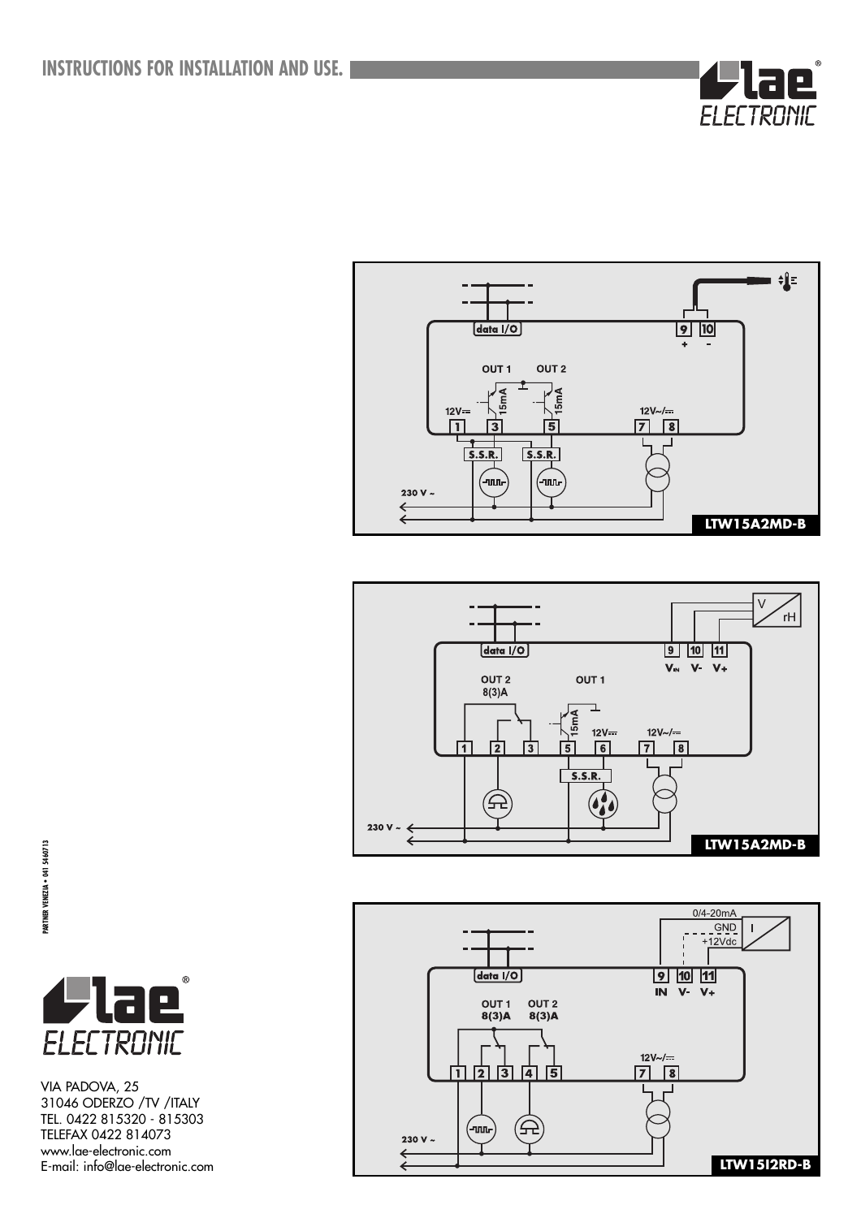VIA PADOVA, 25
31046 ODERZO /TV /ITALY
TEL. 0422 815320 - 815303
TELEFAX 0422 814073
www.lae-electronic.com
E-mail: info@lae-electronic.com

data I/O
9 10
+ -
OUT 1 OUT 2
12V
15mA 15mA
12V~/
1 3 5 7 8
S.S.R. S.S.R.
230 V ~
LTW15A2MD-B

V
rH
data I/O
9 10 11
$V_{IN}$ V- V+
OUT 2
8(3)A
OUT 1
15mA
12V
12V~/
1 2 3 5 6 7 8
S.S.R.
230 V ~
LTW15A2MD-B

0/4-20mA
GND
+12Vdc
I
data I/O
9 10 11
IN V- V+
OUT 1
8(3)A
OUT 2
8(3)A
12V~/
1 2 3 4 5 7 8
230 V ~
LTW15I2RD-B

PARTNER VENEZIA • 041 5460713